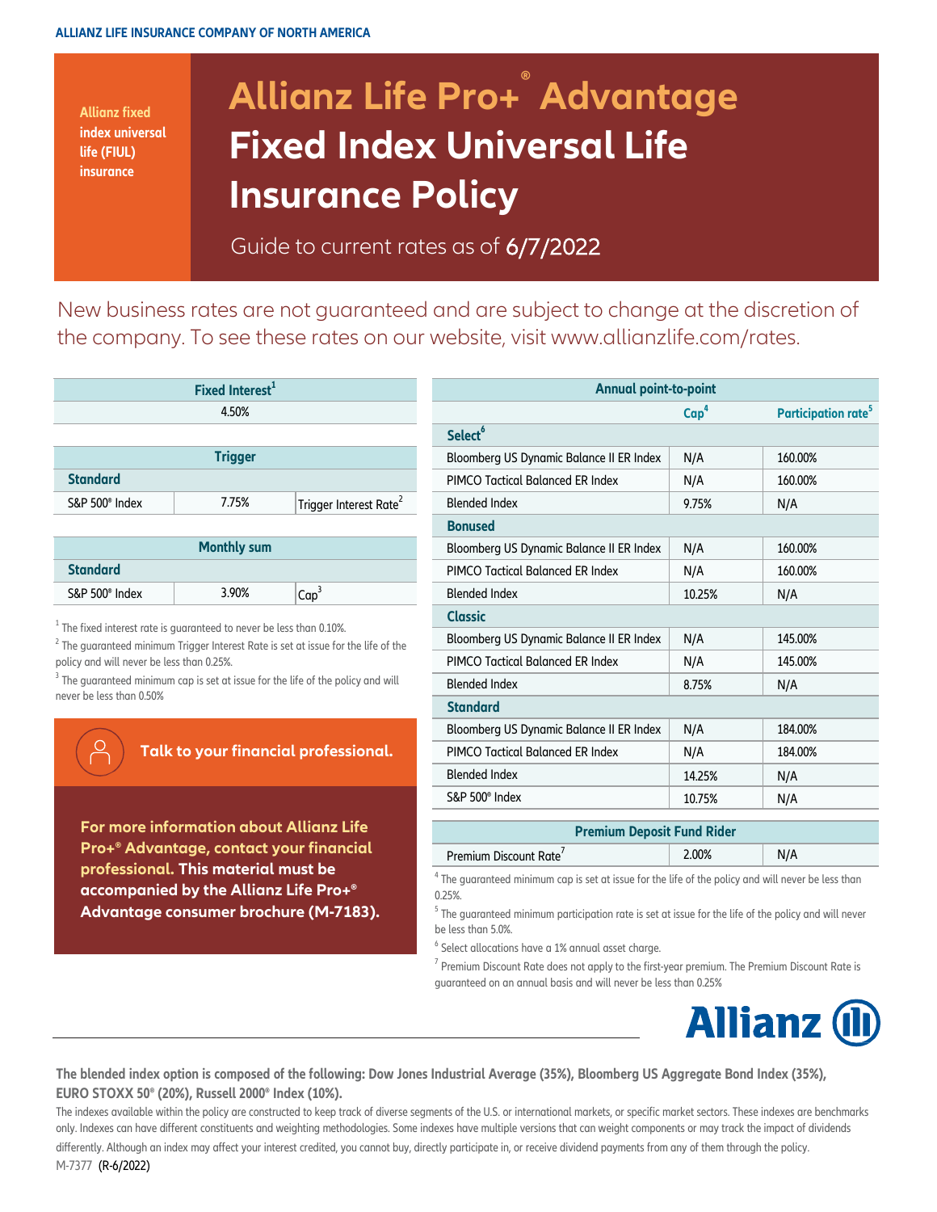ALLIANZ LIFE INSURANCE COMPANY OF NORTH AMERICA

Allianz fixed index universal life (FIUL) insurance

# Allianz Life Pro+® Advantage Fixed Index Universal Life Insurance Policy

Guide to current rates as of 6/7/2022

New business rates are not guaranteed and are subject to change at the discretion of the company. To see these rates on our website, visit www.allianzlife.com/rates.

| Fixed Interest[1] |
|---|
| 4.50% |

| Trigger | | |
|---|---|---|
| **Standard** | | |
| S&P 500® Index | 7.75% | Trigger Interest Rate[2] |

| Monthly sum | | |
|---|---|---|
| **Standard** | | |
| S&P 500® Index | 3.90% | Cap[3] |

[1] The fixed interest rate is guaranteed to never be less than 0.10%.

[2] The guaranteed minimum Trigger Interest Rate is set at issue for the life of the policy and will never be less than 0.25%.

[3] The guaranteed minimum cap is set at issue for the life of the policy and will never be less than 0.50%

**Talk to your financial professional.**

**For more information about Allianz Life Pro+® Advantage, contact your financial professional. This material must be accompanied by the Allianz Life Pro+® Advantage consumer brochure (M-7183).**

| Annual point-to-point | Cap[4] | Participation rate[5] |
|---|---|---|
| **Select[6]** | | |
| Bloomberg US Dynamic Balance II ER Index | N/A | 160.00% |
| PIMCO Tactical Balanced ER Index | N/A | 160.00% |
| Blended Index | 9.75% | N/A |
| **Bonused** | | |
| Bloomberg US Dynamic Balance II ER Index | N/A | 160.00% |
| PIMCO Tactical Balanced ER Index | N/A | 160.00% |
| Blended Index | 10.25% | N/A |
| **Classic** | | |
| Bloomberg US Dynamic Balance II ER Index | N/A | 145.00% |
| PIMCO Tactical Balanced ER Index | N/A | 145.00% |
| Blended Index | 8.75% | N/A |
| **Standard** | | |
| Bloomberg US Dynamic Balance II ER Index | N/A | 184.00% |
| PIMCO Tactical Balanced ER Index | N/A | 184.00% |
| Blended Index | 14.25% | N/A |
| S&P 500® Index | 10.75% | N/A |

| Premium Deposit Fund Rider | | |
|---|---|---|
| Premium Discount Rate[7] | 2.00% | N/A |

[4] The guaranteed minimum cap is set at issue for the life of the policy and will never be less than 0.25%.

[5] The guaranteed minimum participation rate is set at issue for the life of the policy and will never be less than 5.0%.

[6] Select allocations have a 1% annual asset charge.

[7] Premium Discount Rate does not apply to the first-year premium. The Premium Discount Rate is guaranteed on an annual basis and will never be less than 0.25%

Allianz

**The blended index option is composed of the following: Dow Jones Industrial Average (35%), Bloomberg US Aggregate Bond Index (35%), EURO STOXX 50® (20%), Russell 2000® Index (10%).**

The indexes available within the policy are constructed to keep track of diverse segments of the U.S. or international markets, or specific market sectors. These indexes are benchmarks only. Indexes can have different constituents and weighting methodologies. Some indexes have multiple versions that can weight components or may track the impact of dividends differently. Although an index may affect your interest credited, you cannot buy, directly participate in, or receive dividend payments from any of them through the policy.

M-7377 (R-6/2022)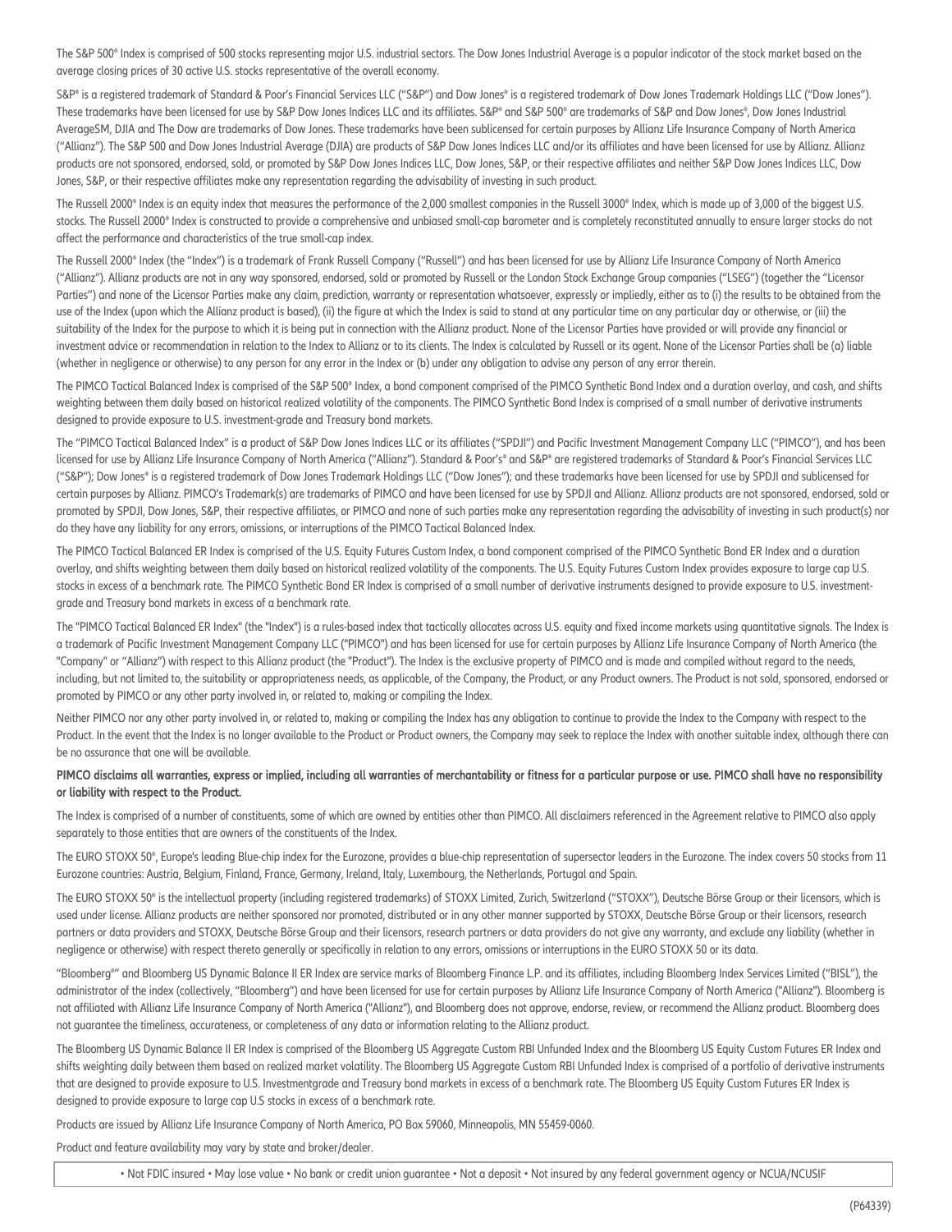The S&P 500® Index is comprised of 500 stocks representing major U.S. industrial sectors. The Dow Jones Industrial Average is a popular indicator of the stock market based on the average closing prices of 30 active U.S. stocks representative of the overall economy.

S&P® is a registered trademark of Standard & Poor's Financial Services LLC ("S&P") and Dow Jones® is a registered trademark of Dow Jones Trademark Holdings LLC ("Dow Jones"). These trademarks have been licensed for use by S&P Dow Jones Indices LLC and its affiliates. S&P® and S&P 500® are trademarks of S&P and Dow Jones®, Dow Jones Industrial AverageSM, DJIA and The Dow are trademarks of Dow Jones. These trademarks have been sublicensed for certain purposes by Allianz Life Insurance Company of North America ("Allianz"). The S&P 500 and Dow Jones Industrial Average (DJIA) are products of S&P Dow Jones Indices LLC and/or its affiliates and have been licensed for use by Allianz. Allianz products are not sponsored, endorsed, sold, or promoted by S&P Dow Jones Indices LLC, Dow Jones, S&P, or their respective affiliates and neither S&P Dow Jones Indices LLC, Dow Jones, S&P, or their respective affiliates make any representation regarding the advisability of investing in such product.

The Russell 2000® Index is an equity index that measures the performance of the 2,000 smallest companies in the Russell 3000® Index, which is made up of 3,000 of the biggest U.S. stocks. The Russell 2000® Index is constructed to provide a comprehensive and unbiased small-cap barometer and is completely reconstituted annually to ensure larger stocks do not affect the performance and characteristics of the true small-cap index.

The Russell 2000® Index (the "Index") is a trademark of Frank Russell Company ("Russell") and has been licensed for use by Allianz Life Insurance Company of North America ("Allianz"). Allianz products are not in any way sponsored, endorsed, sold or promoted by Russell or the London Stock Exchange Group companies ("LSEG") (together the "Licensor Parties") and none of the Licensor Parties make any claim, prediction, warranty or representation whatsoever, expressly or impliedly, either as to (i) the results to be obtained from the use of the Index (upon which the Allianz product is based), (ii) the figure at which the Index is said to stand at any particular time on any particular day or otherwise, or (iii) the suitability of the Index for the purpose to which it is being put in connection with the Allianz product. None of the Licensor Parties have provided or will provide any financial or investment advice or recommendation in relation to the Index to Allianz or to its clients. The Index is calculated by Russell or its agent. None of the Licensor Parties shall be (a) liable (whether in negligence or otherwise) to any person for any error in the Index or (b) under any obligation to advise any person of any error therein.

The PIMCO Tactical Balanced Index is comprised of the S&P 500® Index, a bond component comprised of the PIMCO Synthetic Bond Index and a duration overlay, and cash, and shifts weighting between them daily based on historical realized volatility of the components. The PIMCO Synthetic Bond Index is comprised of a small number of derivative instruments designed to provide exposure to U.S. investment-grade and Treasury bond markets.

The "PIMCO Tactical Balanced Index" is a product of S&P Dow Jones Indices LLC or its affiliates ("SPDJI") and Pacific Investment Management Company LLC ("PIMCO"), and has been licensed for use by Allianz Life Insurance Company of North America ("Allianz"). Standard & Poor's® and S&P® are registered trademarks of Standard & Poor's Financial Services LLC ("S&P"); Dow Jones® is a registered trademark of Dow Jones Trademark Holdings LLC ("Dow Jones"); and these trademarks have been licensed for use by SPDJI and sublicensed for certain purposes by Allianz. PIMCO's Trademark(s) are trademarks of PIMCO and have been licensed for use by SPDJI and Allianz. Allianz products are not sponsored, endorsed, sold or promoted by SPDJI, Dow Jones, S&P, their respective affiliates, or PIMCO and none of such parties make any representation regarding the advisability of investing in such product(s) nor do they have any liability for any errors, omissions, or interruptions of the PIMCO Tactical Balanced Index.

The PIMCO Tactical Balanced ER Index is comprised of the U.S. Equity Futures Custom Index, a bond component comprised of the PIMCO Synthetic Bond ER Index and a duration overlay, and shifts weighting between them daily based on historical realized volatility of the components. The U.S. Equity Futures Custom Index provides exposure to large cap U.S. stocks in excess of a benchmark rate. The PIMCO Synthetic Bond ER Index is comprised of a small number of derivative instruments designed to provide exposure to U.S. investment-grade and Treasury bond markets in excess of a benchmark rate.

The "PIMCO Tactical Balanced ER Index" (the "Index") is a rules-based index that tactically allocates across U.S. equity and fixed income markets using quantitative signals. The Index is a trademark of Pacific Investment Management Company LLC ("PIMCO") and has been licensed for use for certain purposes by Allianz Life Insurance Company of North America (the "Company" or "Allianz") with respect to this Allianz product (the "Product"). The Index is the exclusive property of PIMCO and is made and compiled without regard to the needs, including, but not limited to, the suitability or appropriateness needs, as applicable, of the Company, the Product, or any Product owners. The Product is not sold, sponsored, endorsed or promoted by PIMCO or any other party involved in, or related to, making or compiling the Index.

Neither PIMCO nor any other party involved in, or related to, making or compiling the Index has any obligation to continue to provide the Index to the Company with respect to the Product. In the event that the Index is no longer available to the Product or Product owners, the Company may seek to replace the Index with another suitable index, although there can be no assurance that one will be available.

**PIMCO disclaims all warranties, express or implied, including all warranties of merchantability or fitness for a particular purpose or use. PIMCO shall have no responsibility or liability with respect to the Product.**

The Index is comprised of a number of constituents, some of which are owned by entities other than PIMCO. All disclaimers referenced in the Agreement relative to PIMCO also apply separately to those entities that are owners of the constituents of the Index.

The EURO STOXX 50®, Europe's leading Blue-chip index for the Eurozone, provides a blue-chip representation of supersector leaders in the Eurozone. The index covers 50 stocks from 11 Eurozone countries: Austria, Belgium, Finland, France, Germany, Ireland, Italy, Luxembourg, the Netherlands, Portugal and Spain.

The EURO STOXX 50® is the intellectual property (including registered trademarks) of STOXX Limited, Zurich, Switzerland ("STOXX"), Deutsche Börse Group or their licensors, which is used under license. Allianz products are neither sponsored nor promoted, distributed or in any other manner supported by STOXX, Deutsche Börse Group or their licensors, research partners or data providers and STOXX, Deutsche Börse Group and their licensors, research partners or data providers do not give any warranty, and exclude any liability (whether in negligence or otherwise) with respect thereto generally or specifically in relation to any errors, omissions or interruptions in the EURO STOXX 50 or its data.

"Bloomberg®" and Bloomberg US Dynamic Balance II ER Index are service marks of Bloomberg Finance L.P. and its affiliates, including Bloomberg Index Services Limited ("BISL"), the administrator of the index (collectively, "Bloomberg") and have been licensed for use for certain purposes by Allianz Life Insurance Company of North America ("Allianz"). Bloomberg is not affiliated with Allianz Life Insurance Company of North America ("Allianz"), and Bloomberg does not approve, endorse, review, or recommend the Allianz product. Bloomberg does not guarantee the timeliness, accurateness, or completeness of any data or information relating to the Allianz product.

The Bloomberg US Dynamic Balance II ER Index is comprised of the Bloomberg US Aggregate Custom RBI Unfunded Index and the Bloomberg US Equity Custom Futures ER Index and shifts weighting daily between them based on realized market volatility. The Bloomberg US Aggregate Custom RBI Unfunded Index is comprised of a portfolio of derivative instruments that are designed to provide exposure to U.S. Investmentgrade and Treasury bond markets in excess of a benchmark rate. The Bloomberg US Equity Custom Futures ER Index is designed to provide exposure to large cap U.S stocks in excess of a benchmark rate.

Products are issued by Allianz Life Insurance Company of North America, PO Box 59060, Minneapolis, MN 55459-0060.

Product and feature availability may vary by state and broker/dealer.

• Not FDIC insured • May lose value • No bank or credit union guarantee • Not a deposit • Not insured by any federal government agency or NCUA/NCUSIF

(P64339)